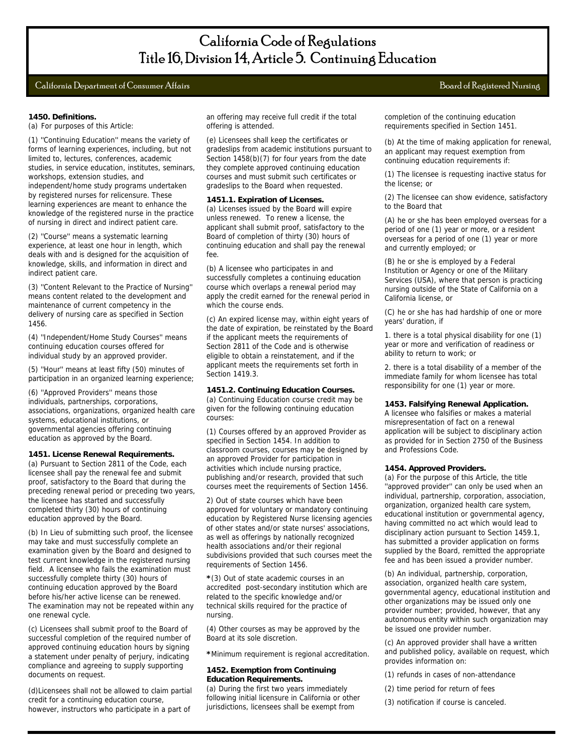# California Code of Regulations
# Title 16, Division 14, Article 5. Continuing Education

California Department of Consumer Affairs — Board of Registered Nursing

**1450. Definitions.**

(a) For purposes of this Article:

(1) ''Continuing Education'' means the variety of forms of learning experiences, including, but not limited to, lectures, conferences, academic studies, in service education, institutes, seminars, workshops, extension studies, and independent/home study programs undertaken by registered nurses for relicensure. These learning experiences are meant to enhance the knowledge of the registered nurse in the practice of nursing in direct and indirect patient care.

(2) ''Course'' means a systematic learning experience, at least one hour in length, which deals with and is designed for the acquisition of knowledge, skills, and information in direct and indirect patient care.

(3) ''Content Relevant to the Practice of Nursing'' means content related to the development and maintenance of current competency in the delivery of nursing care as specified in Section 1456.

(4) ''Independent/Home Study Courses'' means continuing education courses offered for individual study by an approved provider.

(5) ''Hour'' means at least fifty (50) minutes of participation in an organized learning experience;

(6) ''Approved Providers'' means those individuals, partnerships, corporations, associations, organizations, organized health care systems, educational institutions, or governmental agencies offering continuing education as approved by the Board.

**1451. License Renewal Requirements.**

(a) Pursuant to Section 2811 of the Code, each licensee shall pay the renewal fee and submit proof, satisfactory to the Board that during the preceding renewal period or preceding two years, the licensee has started and successfully completed thirty (30) hours of continuing education approved by the Board.

(b) In Lieu of submitting such proof, the licensee may take and must successfully complete an examination given by the Board and designed to test current knowledge in the registered nursing field. A licensee who fails the examination must successfully complete thirty (30) hours of continuing education approved by the Board before his/her active license can be renewed. The examination may not be repeated within any one renewal cycle.

(c) Licensees shall submit proof to the Board of successful completion of the required number of approved continuing education hours by signing a statement under penalty of perjury, indicating compliance and agreeing to supply supporting documents on request.

(d)Licensees shall not be allowed to claim partial credit for a continuing education course, however, instructors who participate in a part of an offering may receive full credit if the total offering is attended.

(e) Licensees shall keep the certificates or gradeslips from academic institutions pursuant to Section 1458(b)(7) for four years from the date they complete approved continuing education courses and must submit such certificates or gradeslips to the Board when requested.

**1451.1. Expiration of Licenses.**

(a) Licenses issued by the Board will expire unless renewed. To renew a license, the applicant shall submit proof, satisfactory to the Board of completion of thirty (30) hours of continuing education and shall pay the renewal fee.

(b) A licensee who participates in and successfully completes a continuing education course which overlaps a renewal period may apply the credit earned for the renewal period in which the course ends.

(c) An expired license may, within eight years of the date of expiration, be reinstated by the Board if the applicant meets the requirements of Section 2811 of the Code and is otherwise eligible to obtain a reinstatement, and if the applicant meets the requirements set forth in Section 1419.3.

**1451.2. Continuing Education Courses.**

(a) Continuing Education course credit may be given for the following continuing education courses:

(1) Courses offered by an approved Provider as specified in Section 1454. In addition to classroom courses, courses may be designed by an approved Provider for participation in activities which include nursing practice, publishing and/or research, provided that such courses meet the requirements of Section 1456.

2) Out of state courses which have been approved for voluntary or mandatory continuing education by Registered Nurse licensing agencies of other states and/or state nurses' associations, as well as offerings by nationally recognized health associations and/or their regional subdivisions provided that such courses meet the requirements of Section 1456.

**\***(3) Out of state academic courses in an accredited post-secondary institution which are related to the specific knowledge and/or technical skills required for the practice of nursing.

(4) Other courses as may be approved by the Board at its sole discretion.

**\***Minimum requirement is regional accreditation.

**1452. Exemption from Continuing Education Requirements.**

(a) During the first two years immediately following initial licensure in California or other jurisdictions, licensees shall be exempt from completion of the continuing education requirements specified in Section 1451.

(b) At the time of making application for renewal, an applicant may request exemption from continuing education requirements if:

(1) The licensee is requesting inactive status for the license; or

(2) The licensee can show evidence, satisfactory to the Board that

(A) he or she has been employed overseas for a period of one (1) year or more, or a resident overseas for a period of one (1) year or more and currently employed; or

(B) he or she is employed by a Federal Institution or Agency or one of the Military Services (USA), where that person is practicing nursing outside of the State of California on a California license, or

(C) he or she has had hardship of one or more years' duration, if

1. there is a total physical disability for one (1) year or more and verification of readiness or ability to return to work; or

2. there is a total disability of a member of the immediate family for whom licensee has total responsibility for one (1) year or more.

**1453. Falsifying Renewal Application.**

A licensee who falsifies or makes a material misrepresentation of fact on a renewal application will be subject to disciplinary action as provided for in Section 2750 of the Business and Professions Code.

**1454. Approved Providers.**

(a) For the purpose of this Article, the title ''approved provider'' can only be used when an individual, partnership, corporation, association, organization, organized health care system, educational institution or governmental agency, having committed no act which would lead to disciplinary action pursuant to Section 1459.1, has submitted a provider application on forms supplied by the Board, remitted the appropriate fee and has been issued a provider number.

(b) An individual, partnership, corporation, association, organized health care system, governmental agency, educational institution and other organizations may be issued only one provider number; provided, however, that any autonomous entity within such organization may be issued one provider number.

(c) An approved provider shall have a written and published policy, available on request, which provides information on:

(1) refunds in cases of non-attendance

(2) time period for return of fees

(3) notification if course is canceled.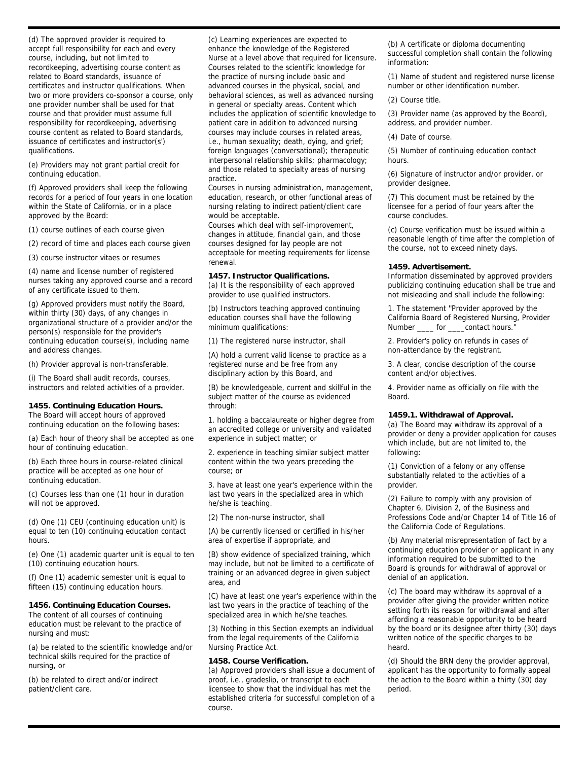(d) The approved provider is required to accept full responsibility for each and every course, including, but not limited to recordkeeping, advertising course content as related to Board standards, issuance of certificates and instructor qualifications. When two or more providers co-sponsor a course, only one provider number shall be used for that course and that provider must assume full responsibility for recordkeeping, advertising course content as related to Board standards, issuance of certificates and instructor(s') qualifications.

(e) Providers may not grant partial credit for continuing education.

(f) Approved providers shall keep the following records for a period of four years in one location within the State of California, or in a place approved by the Board:

(1) course outlines of each course given

(2) record of time and places each course given

(3) course instructor vitaes or resumes

(4) name and license number of registered nurses taking any approved course and a record of any certificate issued to them.

(g) Approved providers must notify the Board, within thirty (30) days, of any changes in organizational structure of a provider and/or the person(s) responsible for the provider's continuing education course(s), including name and address changes.

(h) Provider approval is non-transferable.

(i) The Board shall audit records, courses, instructors and related activities of a provider.

**1455. Continuing Education Hours.**
The Board will accept hours of approved continuing education on the following bases:

(a) Each hour of theory shall be accepted as one hour of continuing education.

(b) Each three hours in course-related clinical practice will be accepted as one hour of continuing education.

(c) Courses less than one (1) hour in duration will not be approved.

(d) One (1) CEU (continuing education unit) is equal to ten (10) continuing education contact hours.

(e) One (1) academic quarter unit is equal to ten (10) continuing education hours.

(f) One (1) academic semester unit is equal to fifteen (15) continuing education hours.

**1456. Continuing Education Courses.**
The content of all courses of continuing education must be relevant to the practice of nursing and must:

(a) be related to the scientific knowledge and/or technical skills required for the practice of nursing, or

(b) be related to direct and/or indirect patient/client care.

(c) Learning experiences are expected to enhance the knowledge of the Registered Nurse at a level above that required for licensure. Courses related to the scientific knowledge for the practice of nursing include basic and advanced courses in the physical, social, and behavioral sciences, as well as advanced nursing in general or specialty areas. Content which includes the application of scientific knowledge to patient care in addition to advanced nursing courses may include courses in related areas, i.e., human sexuality; death, dying, and grief; foreign languages (conversational); therapeutic interpersonal relationship skills; pharmacology; and those related to specialty areas of nursing practice.
Courses in nursing administration, management, education, research, or other functional areas of nursing relating to indirect patient/client care would be acceptable.
Courses which deal with self-improvement, changes in attitude, financial gain, and those courses designed for lay people are not acceptable for meeting requirements for license renewal.

**1457. Instructor Qualifications.**
(a) It is the responsibility of each approved provider to use qualified instructors.

(b) Instructors teaching approved continuing education courses shall have the following minimum qualifications:

(1) The registered nurse instructor, shall

(A) hold a current valid license to practice as a registered nurse and be free from any disciplinary action by this Board, and

(B) be knowledgeable, current and skillful in the subject matter of the course as evidenced through:

1. holding a baccalaureate or higher degree from an accredited college or university and validated experience in subject matter; or

2. experience in teaching similar subject matter content within the two years preceding the course; or

3. have at least one year's experience within the last two years in the specialized area in which he/she is teaching.

(2) The non-nurse instructor, shall

(A) be currently licensed or certified in his/her area of expertise if appropriate, and

(B) show evidence of specialized training, which may include, but not be limited to a certificate of training or an advanced degree in given subject area, and

(C) have at least one year's experience within the last two years in the practice of teaching of the specialized area in which he/she teaches.

(3) Nothing in this Section exempts an individual from the legal requirements of the California Nursing Practice Act.

**1458. Course Verification.**
(a) Approved providers shall issue a document of proof, i.e., gradeslip, or transcript to each licensee to show that the individual has met the established criteria for successful completion of a course.

(b) A certificate or diploma documenting successful completion shall contain the following information:

(1) Name of student and registered nurse license number or other identification number.

(2) Course title.

(3) Provider name (as approved by the Board), address, and provider number.

(4) Date of course.

(5) Number of continuing education contact hours.

(6) Signature of instructor and/or provider, or provider designee.

(7) This document must be retained by the licensee for a period of four years after the course concludes.

(c) Course verification must be issued within a reasonable length of time after the completion of the course, not to exceed ninety days.

**1459. Advertisement.**
Information disseminated by approved providers publicizing continuing education shall be true and not misleading and shall include the following:

1. The statement "Provider approved by the California Board of Registered Nursing, Provider Number ____ for ____contact hours."

2. Provider's policy on refunds in cases of non-attendance by the registrant.

3. A clear, concise description of the course content and/or objectives.

4. Provider name as officially on file with the Board.

**1459.1. Withdrawal of Approval.**
(a) The Board may withdraw its approval of a provider or deny a provider application for causes which include, but are not limited to, the following:

(1) Conviction of a felony or any offense substantially related to the activities of a provider.

(2) Failure to comply with any provision of Chapter 6, Division 2, of the Business and Professions Code and/or Chapter 14 of Title 16 of the California Code of Regulations.

(b) Any material misrepresentation of fact by a continuing education provider or applicant in any information required to be submitted to the Board is grounds for withdrawal of approval or denial of an application.

(c) The board may withdraw its approval of a provider after giving the provider written notice setting forth its reason for withdrawal and after affording a reasonable opportunity to be heard by the board or its designee after thirty (30) days written notice of the specific charges to be heard.

(d) Should the BRN deny the provider approval, applicant has the opportunity to formally appeal the action to the Board within a thirty (30) day period.